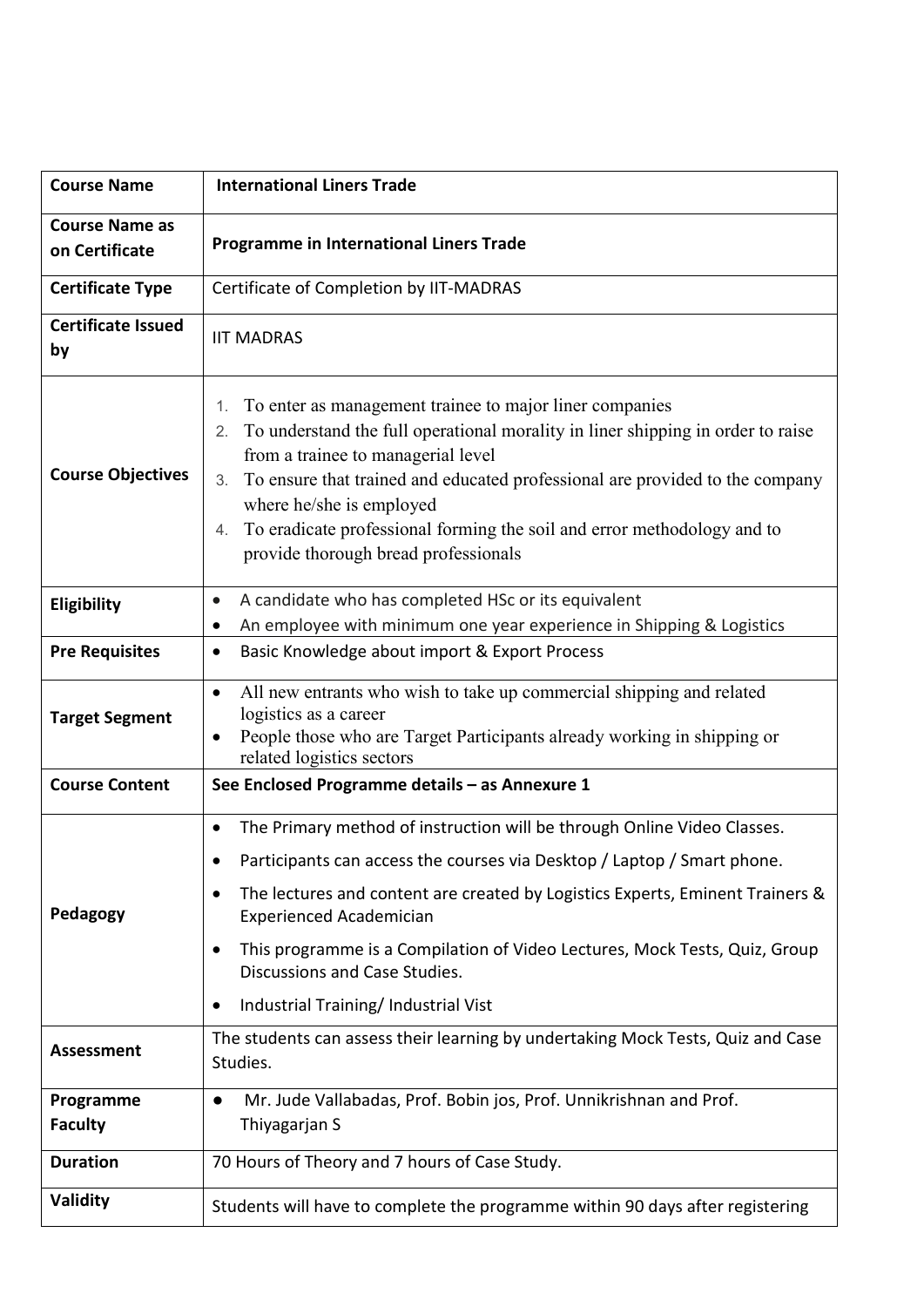| Course Name | **International Liners Trade** |
|---|---|
| **Course Name as on Certificate** | **Programme in International Liners Trade** |
| **Certificate Type** | Certificate of Completion by IIT-MADRAS |
| **Certificate Issued by** | IIT MADRAS |
| **Course Objectives** | 1. To enter as management trainee to major liner companies<br>2. To understand the full operational morality in liner shipping in order to raise from a trainee to managerial level<br>3. To ensure that trained and educated professional are provided to the company where he/she is employed<br>4. To eradicate professional forming the soil and error methodology and to provide thorough bread professionals |
| **Eligibility** | • A candidate who has completed HSc or its equivalent<br>• An employee with minimum one year experience in Shipping & Logistics |
| **Pre Requisites** | • Basic Knowledge about import & Export Process |
| **Target Segment** | • All new entrants who wish to take up commercial shipping and related logistics as a career<br>• People those who are Target Participants already working in shipping or related logistics sectors |
| **Course Content** | **See Enclosed Programme details – as Annexure 1** |
| **Pedagogy** | • The Primary method of instruction will be through Online Video Classes.<br>• Participants can access the courses via Desktop / Laptop / Smart phone.<br>• The lectures and content are created by Logistics Experts, Eminent Trainers & Experienced Academician<br>• This programme is a Compilation of Video Lectures, Mock Tests, Quiz, Group Discussions and Case Studies.<br>• Industrial Training/ Industrial Vist |
| **Assessment** | The students can assess their learning by undertaking Mock Tests, Quiz and Case Studies. |
| **Programme Faculty** | • Mr. Jude Vallabadas, Prof. Bobin jos, Prof. Unnikrishnan and Prof. Thiyagarjan S |
| **Duration** | 70 Hours of Theory and 7 hours of Case Study. |
| **Validity** | Students will have to complete the programme within 90 days after registering |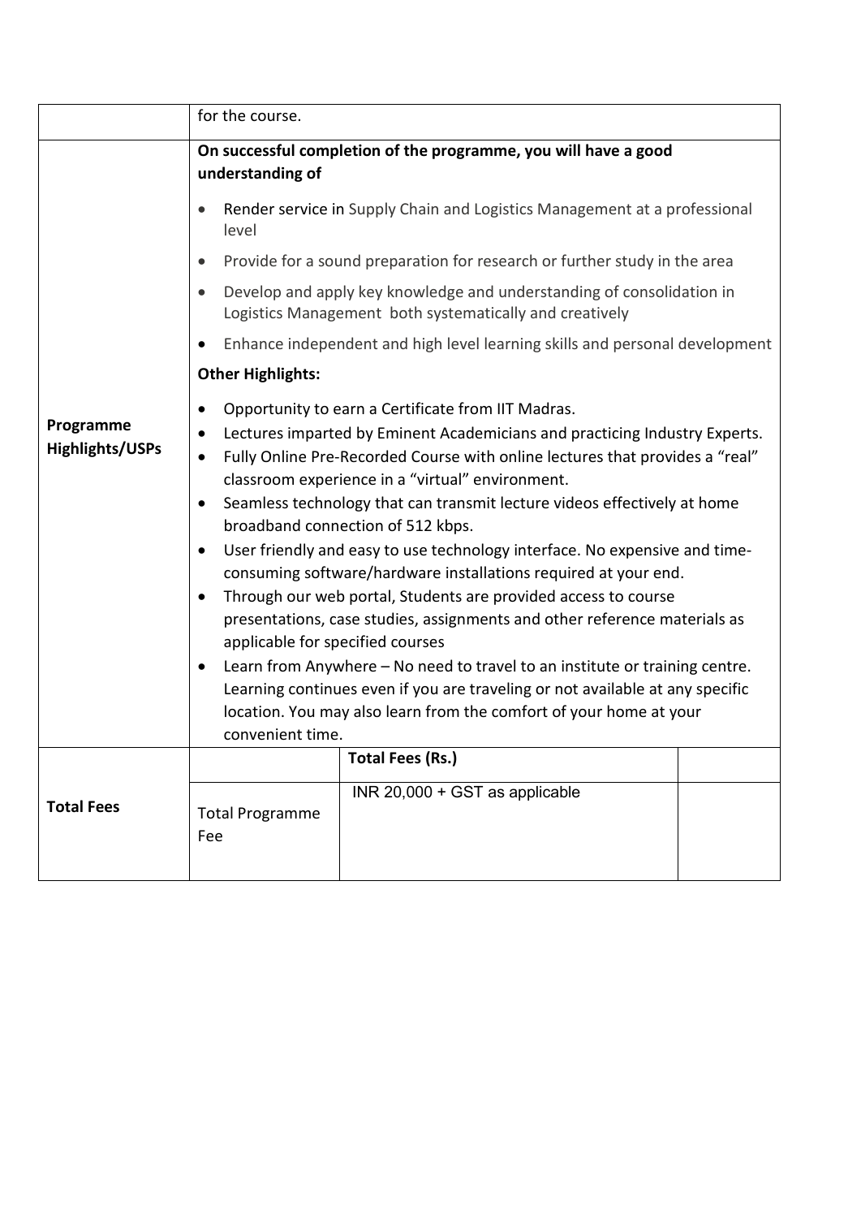| | | | |
|---|---|---|---|
| | for the course. | | |
| **Programme Highlights/USPs** | **On successful completion of the programme, you will have a good understanding of**<br><br>• Render service in Supply Chain and Logistics Management at a professional level<br>• Provide for a sound preparation for research or further study in the area<br>• Develop and apply key knowledge and understanding of consolidation in Logistics Management both systematically and creatively<br>• Enhance independent and high level learning skills and personal development<br><br>**Other Highlights:**<br><br>• Opportunity to earn a Certificate from IIT Madras.<br>• Lectures imparted by Eminent Academicians and practicing Industry Experts.<br>• Fully Online Pre-Recorded Course with online lectures that provides a "real" classroom experience in a "virtual" environment.<br>• Seamless technology that can transmit lecture videos effectively at home broadband connection of 512 kbps.<br>• User friendly and easy to use technology interface. No expensive and time-consuming software/hardware installations required at your end.<br>• Through our web portal, Students are provided access to course presentations, case studies, assignments and other reference materials as applicable for specified courses<br>• Learn from Anywhere – No need to travel to an institute or training centre. Learning continues even if you are traveling or not available at any specific location. You may also learn from the comfort of your home at your convenient time. | | |
| **Total Fees** | | **Total Fees (Rs.)** | |
| | Total Programme Fee | INR 20,000 + GST as applicable | |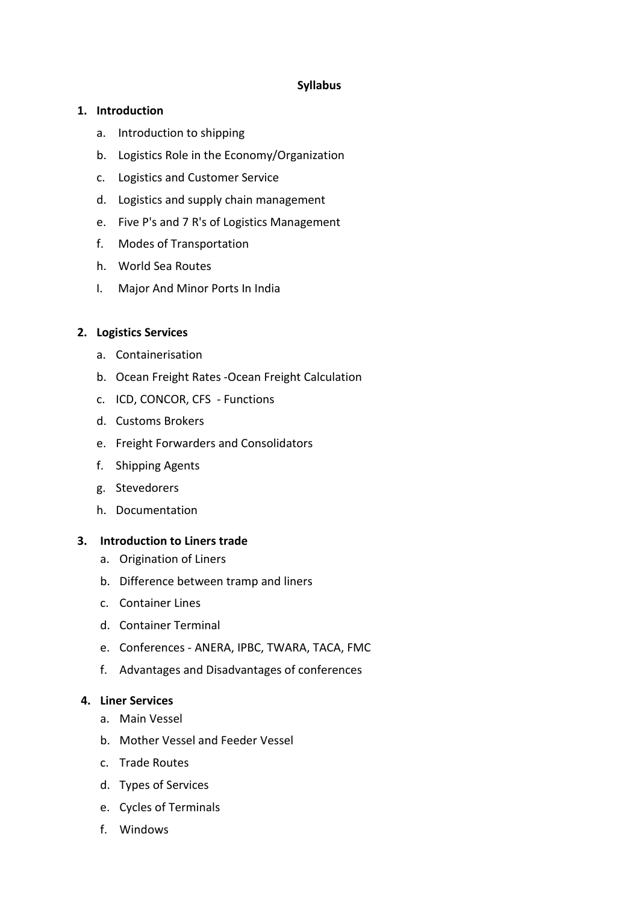# Syllabus

**1. Introduction**

- a. Introduction to shipping
- b. Logistics Role in the Economy/Organization
- c. Logistics and Customer Service
- d. Logistics and supply chain management
- e. Five P's and 7 R's of Logistics Management
- f. Modes of Transportation
- h. World Sea Routes
- I. Major And Minor Ports In India

**2. Logistics Services**

- a. Containerisation
- b. Ocean Freight Rates -Ocean Freight Calculation
- c. ICD, CONCOR, CFS - Functions
- d. Customs Brokers
- e. Freight Forwarders and Consolidators
- f. Shipping Agents
- g. Stevedorers
- h. Documentation

**3. Introduction to Liners trade**

- a. Origination of Liners
- b. Difference between tramp and liners
- c. Container Lines
- d. Container Terminal
- e. Conferences - ANERA, IPBC, TWARA, TACA, FMC
- f. Advantages and Disadvantages of conferences

**4. Liner Services**

- a. Main Vessel
- b. Mother Vessel and Feeder Vessel
- c. Trade Routes
- d. Types of Services
- e. Cycles of Terminals
- f. Windows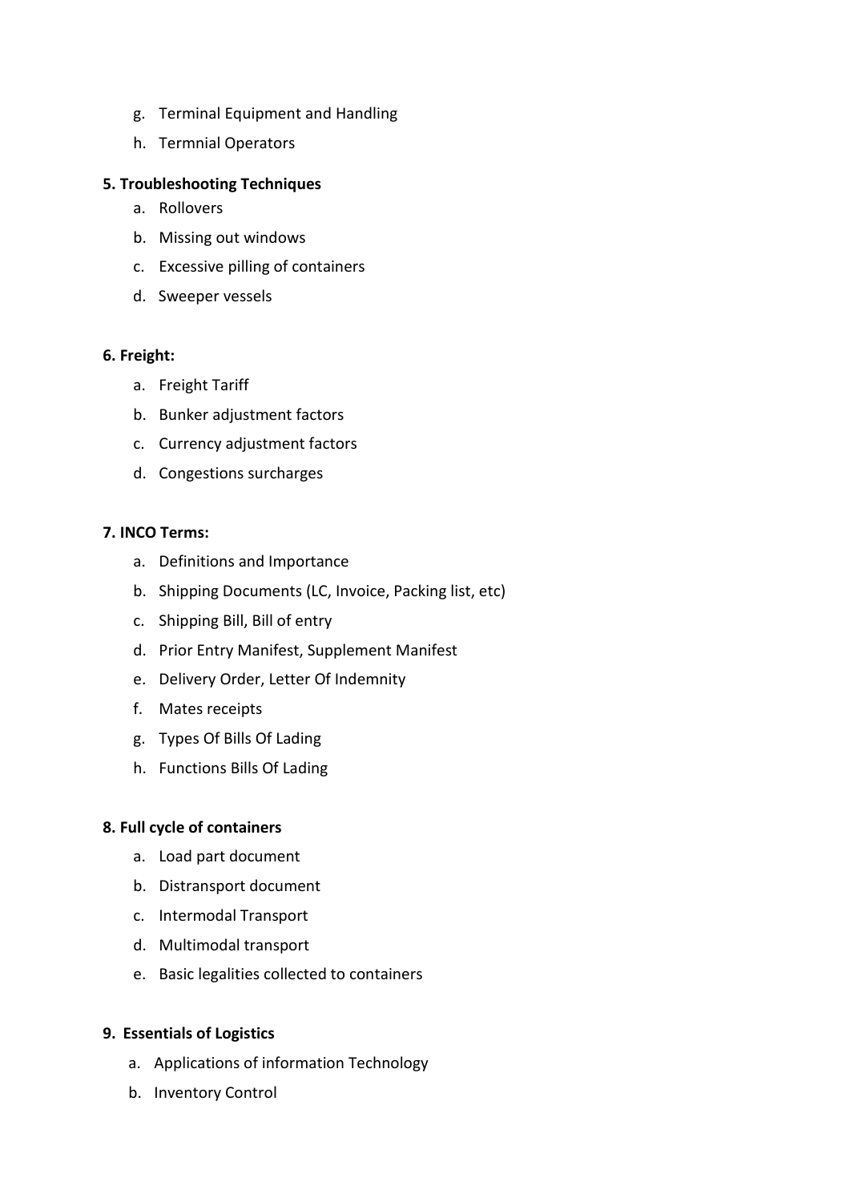g. Terminal Equipment and Handling
h. Termnial Operators

**5. Troubleshooting Techniques**

a. Rollovers
b. Missing out windows
c. Excessive pilling of containers
d. Sweeper vessels

**6. Freight:**

a. Freight Tariff
b. Bunker adjustment factors
c. Currency adjustment factors
d. Congestions surcharges

**7. INCO Terms:**

a. Definitions and Importance
b. Shipping Documents (LC, Invoice, Packing list, etc)
c. Shipping Bill, Bill of entry
d. Prior Entry Manifest, Supplement Manifest
e. Delivery Order, Letter Of Indemnity
f. Mates receipts
g. Types Of Bills Of Lading
h. Functions Bills Of Lading

**8. Full cycle of containers**

a. Load part document
b. Distransport document
c. Intermodal Transport
d. Multimodal transport
e. Basic legalities collected to containers

**9. Essentials of Logistics**

a. Applications of information Technology
b. Inventory Control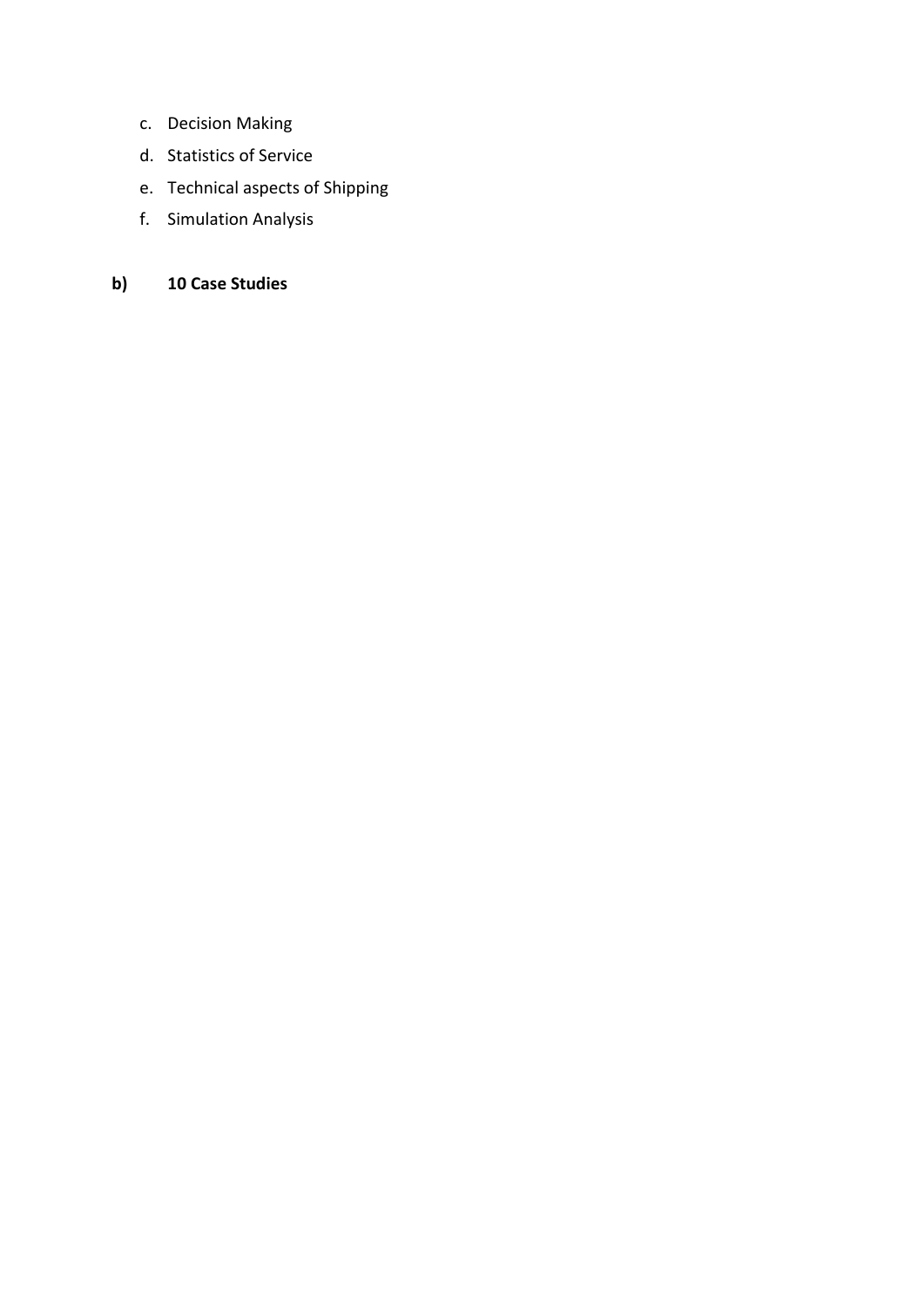c. Decision Making
d. Statistics of Service
e. Technical aspects of Shipping
f. Simulation Analysis

**b) 10 Case Studies**